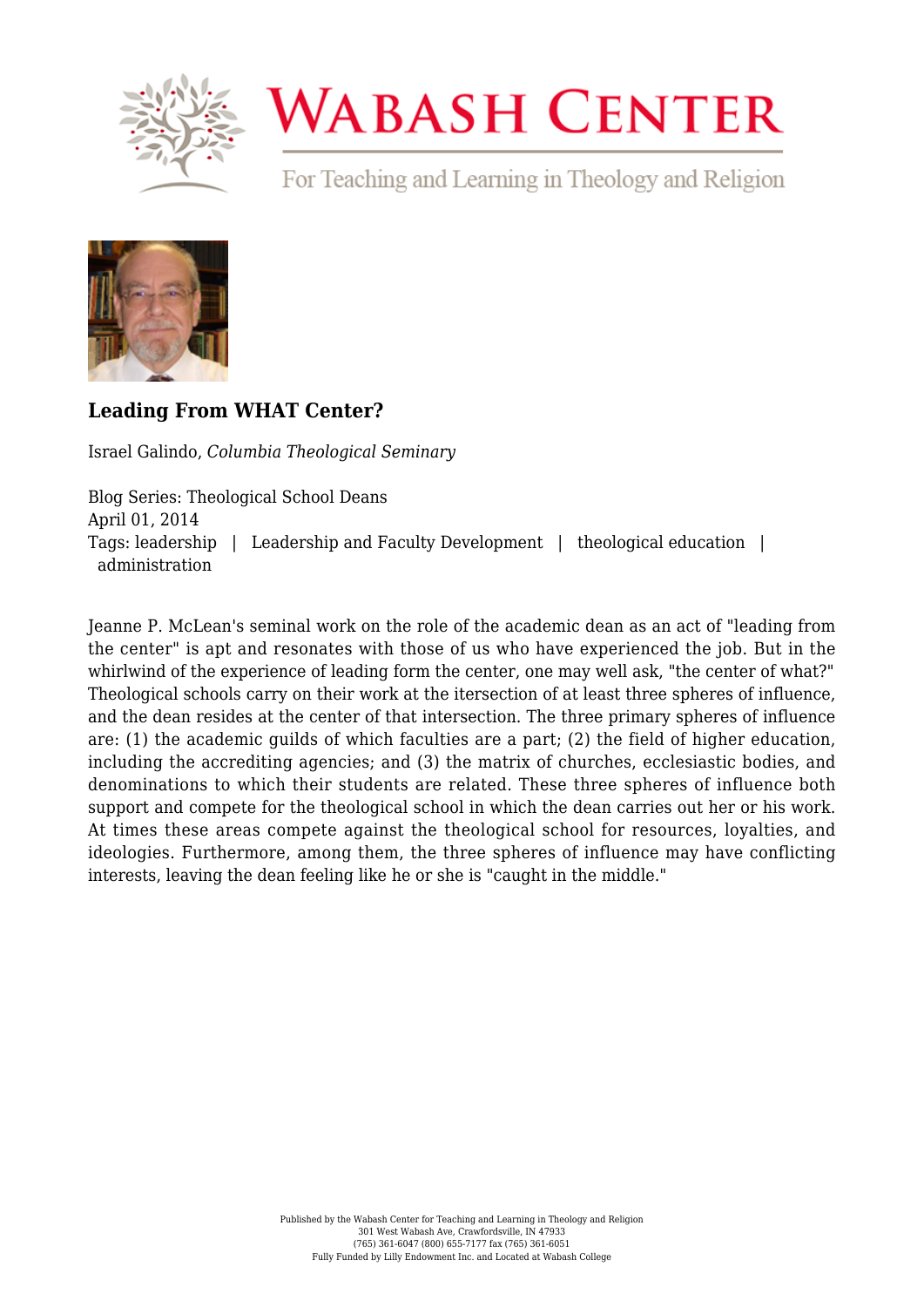# Wabash Center

For Teaching and Learning in Theology and Religion

## Leading From WHAT Center?

Israel Galindo, *Columbia Theological Seminary*

Blog Series: Theological School Deans
April 01, 2014
Tags: leadership | Leadership and Faculty Development | theological education | administration

Jeanne P. McLean's seminal work on the role of the academic dean as an act of "leading from the center" is apt and resonates with those of us who have experienced the job. But in the whirlwind of the experience of leading form the center, one may well ask, "the center of what?" Theological schools carry on their work at the itersection of at least three spheres of influence, and the dean resides at the center of that intersection. The three primary spheres of influence are: (1) the academic guilds of which faculties are a part; (2) the field of higher education, including the accrediting agencies; and (3) the matrix of churches, ecclesiastic bodies, and denominations to which their students are related. These three spheres of influence both support and compete for the theological school in which the dean carries out her or his work. At times these areas compete against the theological school for resources, loyalties, and ideologies. Furthermore, among them, the three spheres of influence may have conflicting interests, leaving the dean feeling like he or she is "caught in the middle."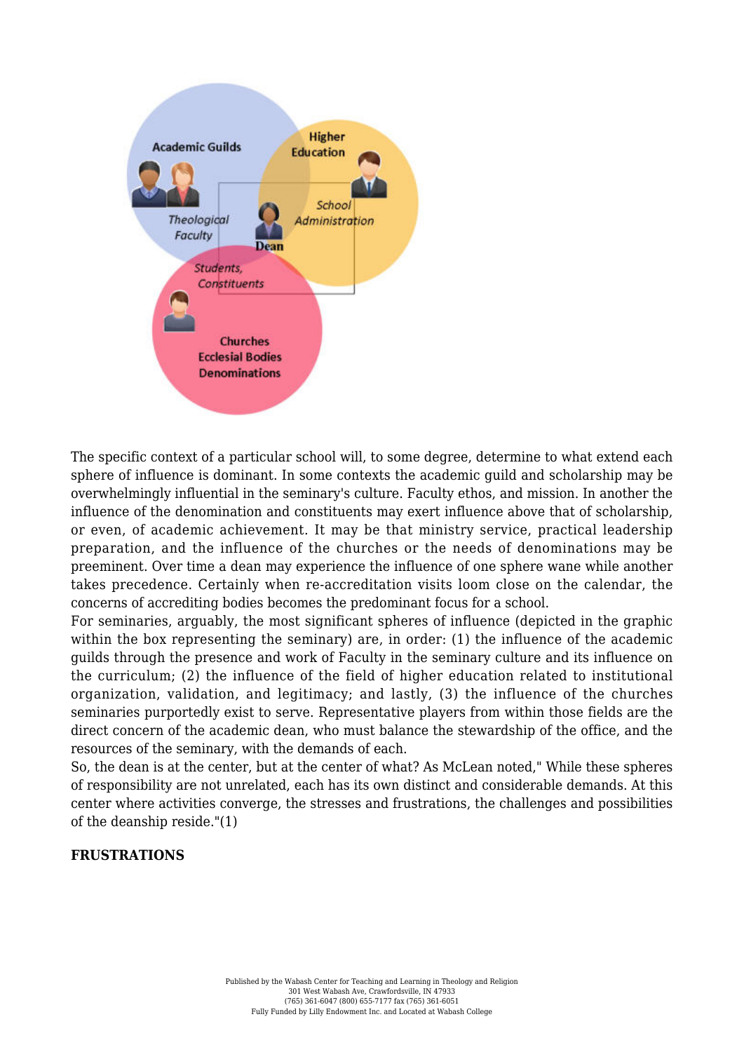The specific context of a particular school will, to some degree, determine to what extend each sphere of influence is dominant. In some contexts the academic guild and scholarship may be overwhelmingly influential in the seminary's culture. Faculty ethos, and mission. In another the influence of the denomination and constituents may exert influence above that of scholarship, or even, of academic achievement. It may be that ministry service, practical leadership preparation, and the influence of the churches or the needs of denominations may be preeminent. Over time a dean may experience the influence of one sphere wane while another takes precedence. Certainly when re-accreditation visits loom close on the calendar, the concerns of accrediting bodies becomes the predominant focus for a school.

For seminaries, arguably, the most significant spheres of influence (depicted in the graphic within the box representing the seminary) are, in order: (1) the influence of the academic guilds through the presence and work of Faculty in the seminary culture and its influence on the curriculum; (2) the influence of the field of higher education related to institutional organization, validation, and legitimacy; and lastly, (3) the influence of the churches seminaries purportedly exist to serve. Representative players from within those fields are the direct concern of the academic dean, who must balance the stewardship of the office, and the resources of the seminary, with the demands of each.

So, the dean is at the center, but at the center of what? As McLean noted," While these spheres of responsibility are not unrelated, each has its own distinct and considerable demands. At this center where activities converge, the stresses and frustrations, the challenges and possibilities of the deanship reside."(1)

**FRUSTRATIONS**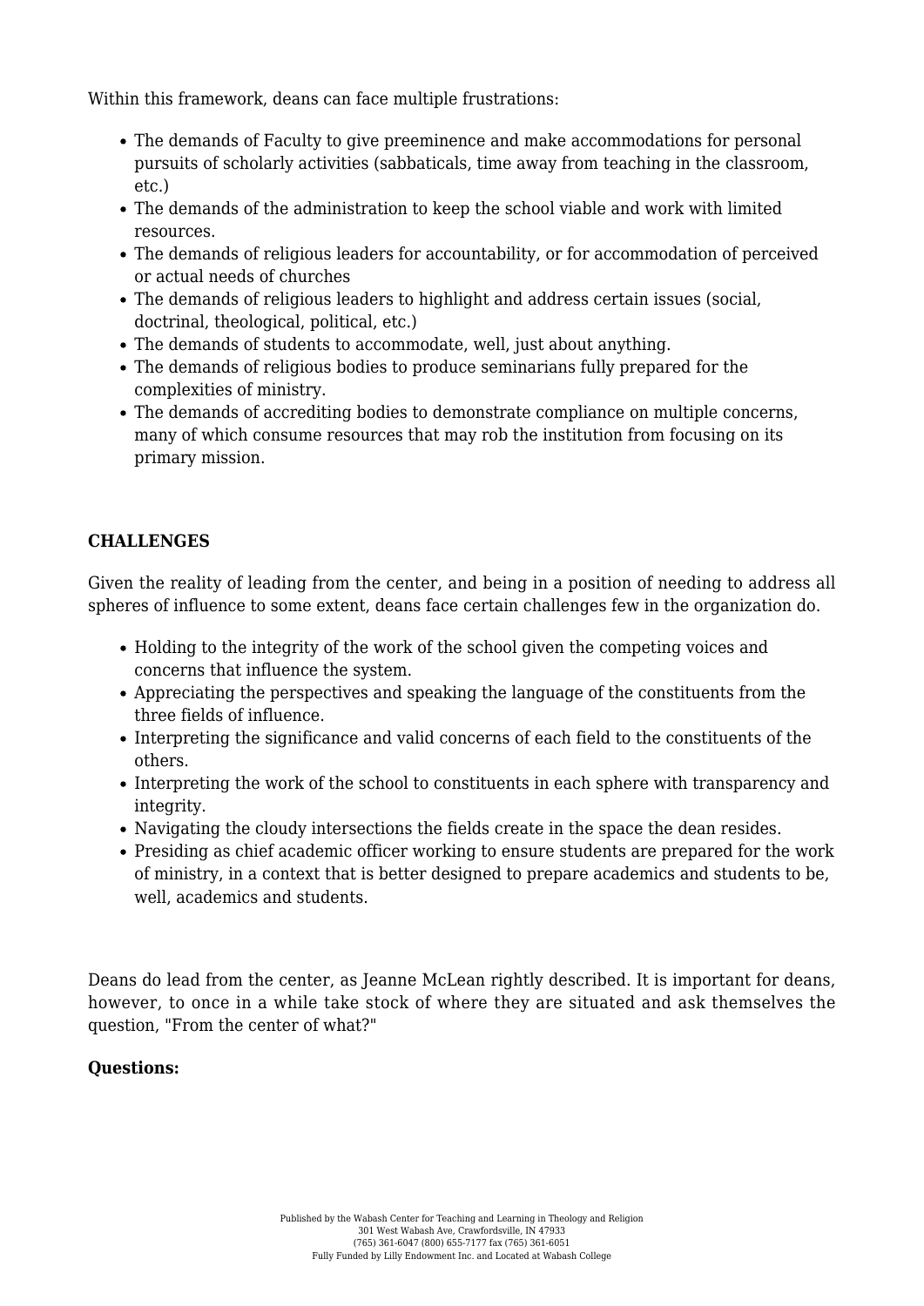Within this framework, deans can face multiple frustrations:

- The demands of Faculty to give preeminence and make accommodations for personal pursuits of scholarly activities (sabbaticals, time away from teaching in the classroom, etc.)
- The demands of the administration to keep the school viable and work with limited resources.
- The demands of religious leaders for accountability, or for accommodation of perceived or actual needs of churches
- The demands of religious leaders to highlight and address certain issues (social, doctrinal, theological, political, etc.)
- The demands of students to accommodate, well, just about anything.
- The demands of religious bodies to produce seminarians fully prepared for the complexities of ministry.
- The demands of accrediting bodies to demonstrate compliance on multiple concerns, many of which consume resources that may rob the institution from focusing on its primary mission.

**CHALLENGES**

Given the reality of leading from the center, and being in a position of needing to address all spheres of influence to some extent, deans face certain challenges few in the organization do.

- Holding to the integrity of the work of the school given the competing voices and concerns that influence the system.
- Appreciating the perspectives and speaking the language of the constituents from the three fields of influence.
- Interpreting the significance and valid concerns of each field to the constituents of the others.
- Interpreting the work of the school to constituents in each sphere with transparency and integrity.
- Navigating the cloudy intersections the fields create in the space the dean resides.
- Presiding as chief academic officer working to ensure students are prepared for the work of ministry, in a context that is better designed to prepare academics and students to be, well, academics and students.

Deans do lead from the center, as Jeanne McLean rightly described. It is important for deans, however, to once in a while take stock of where they are situated and ask themselves the question, "From the center of what?"

**Questions:**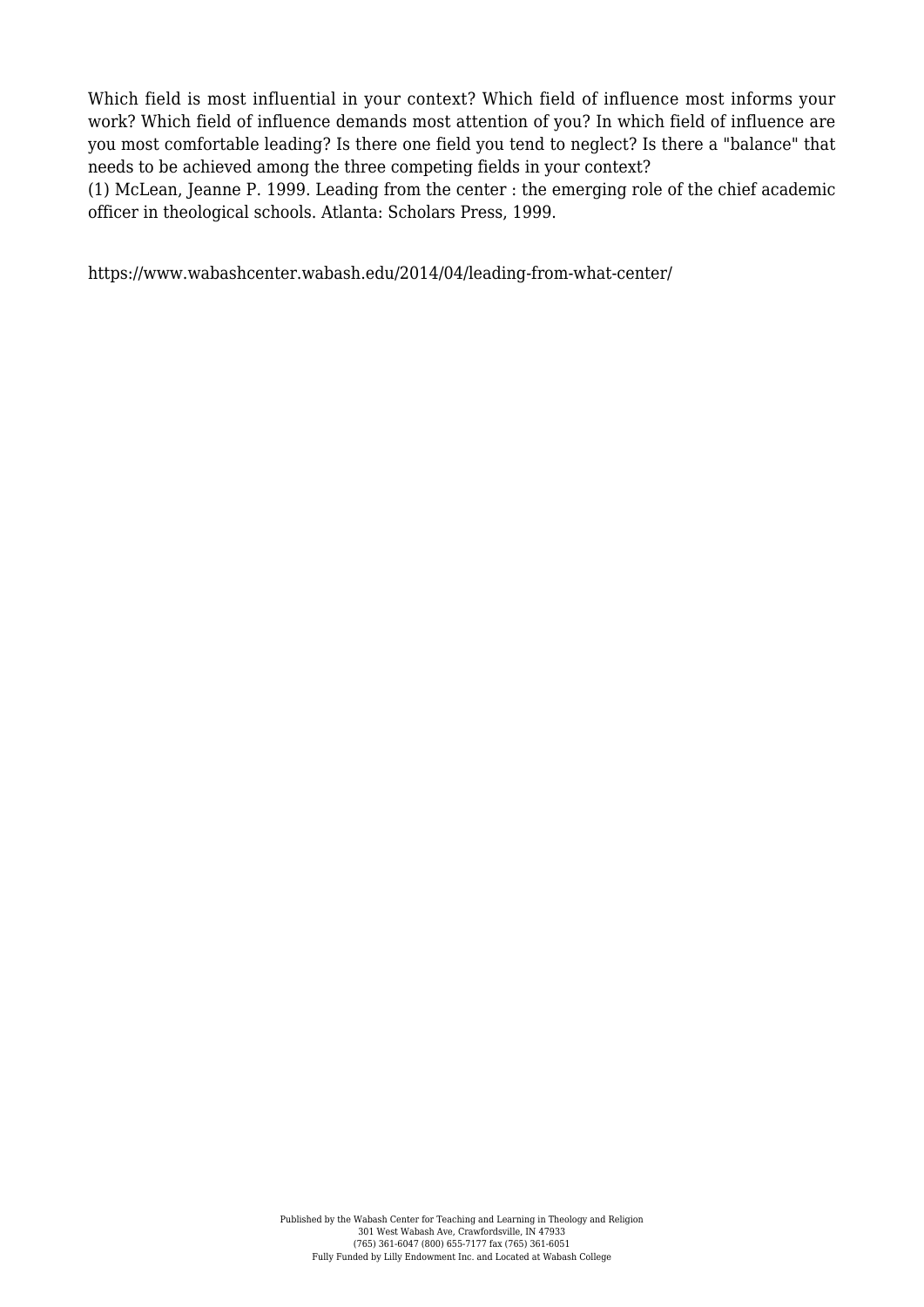Which field is most influential in your context? Which field of influence most informs your work? Which field of influence demands most attention of you? In which field of influence are you most comfortable leading? Is there one field you tend to neglect? Is there a "balance" that needs to be achieved among the three competing fields in your context?

(1) McLean, Jeanne P. 1999. Leading from the center : the emerging role of the chief academic officer in theological schools. Atlanta: Scholars Press, 1999.

https://www.wabashcenter.wabash.edu/2014/04/leading-from-what-center/